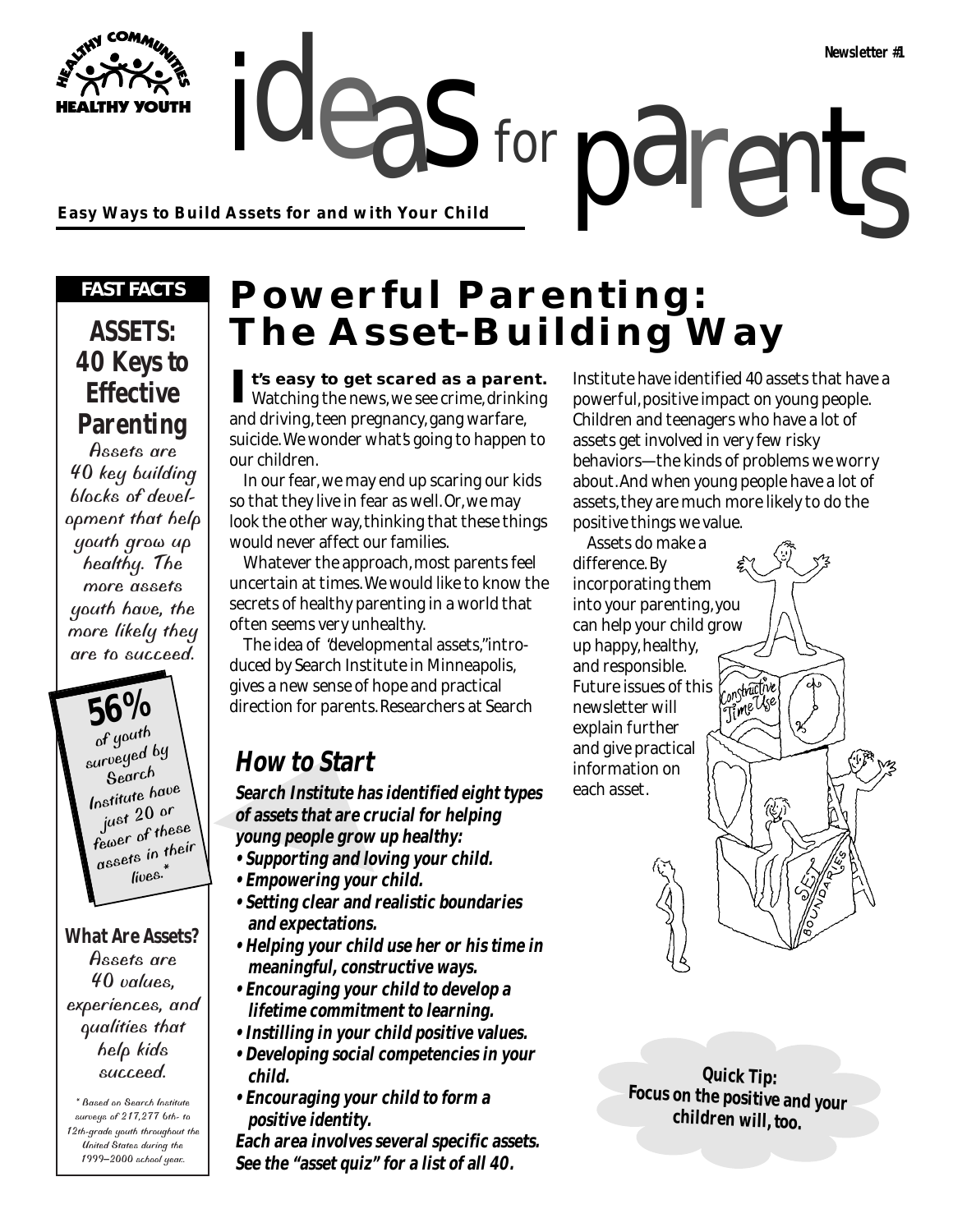# ideas for parents

**Easy Ways to Build Assets for and with Your Child**

Newsletter #1

## FAST FACTS

### ASSETS: 40 Keys to Effective Parenting

Assets are 40 key building blocks of development that help youth grow up healthy. The more assets youth have, the more likely they are to succeed.

**56%** of youth surveyed by Search Institute have just 20 or fewer of these assets in their lives.*

**What Are Assets?**

Assets are 40 values, experiences, and qualities that help kids succeed.

\* Based on Search Institute surveys of 217,277 6th- to 12th-grade youth throughout the United States during the 1999–2000 school year.

# Powerful Parenting: The Asset-Building Way

**It's easy to get scared as a parent.** Watching the news, we see crime, drinking and driving, teen pregnancy, gang warfare, suicide. We wonder what's going to happen to our children.

In our fear, we may end up scaring our kids so that they live in fear as well. Or, we may look the other way, thinking that these things would never affect our families.

Whatever the approach, most parents feel uncertain at times. We would like to know the secrets of healthy parenting in a world that often seems very unhealthy.

The idea of "developmental assets," introduced by Search Institute in Minneapolis, gives a new sense of hope and practical direction for parents. Researchers at Search Institute have identified 40 assets that have a powerful, positive impact on young people. Children and teenagers who have a lot of assets get involved in very few risky behaviors—the kinds of problems we worry about. And when young people have a lot of assets, they are much more likely to do the positive things we value.

Assets do make a difference. By incorporating them into your parenting, you can help your child grow up happy, healthy, and responsible. Future issues of this newsletter will explain further and give practical information on each asset.

## How to Start

***Search Institute has identified eight types of assets that are crucial for helping young people grow up healthy:***

- ***Supporting and loving your child.***
- ***Empowering your child.***
- ***Setting clear and realistic boundaries and expectations.***
- ***Helping your child use her or his time in meaningful, constructive ways.***
- ***Encouraging your child to develop a lifetime commitment to learning.***
- ***Instilling in your child positive values.***
- ***Developing social competencies in your child.***
- ***Encouraging your child to form a positive identity.***

***Each area involves several specific assets. See the "asset quiz" for a list of all 40.***

**Quick Tip: Focus on the positive and your children will, too.**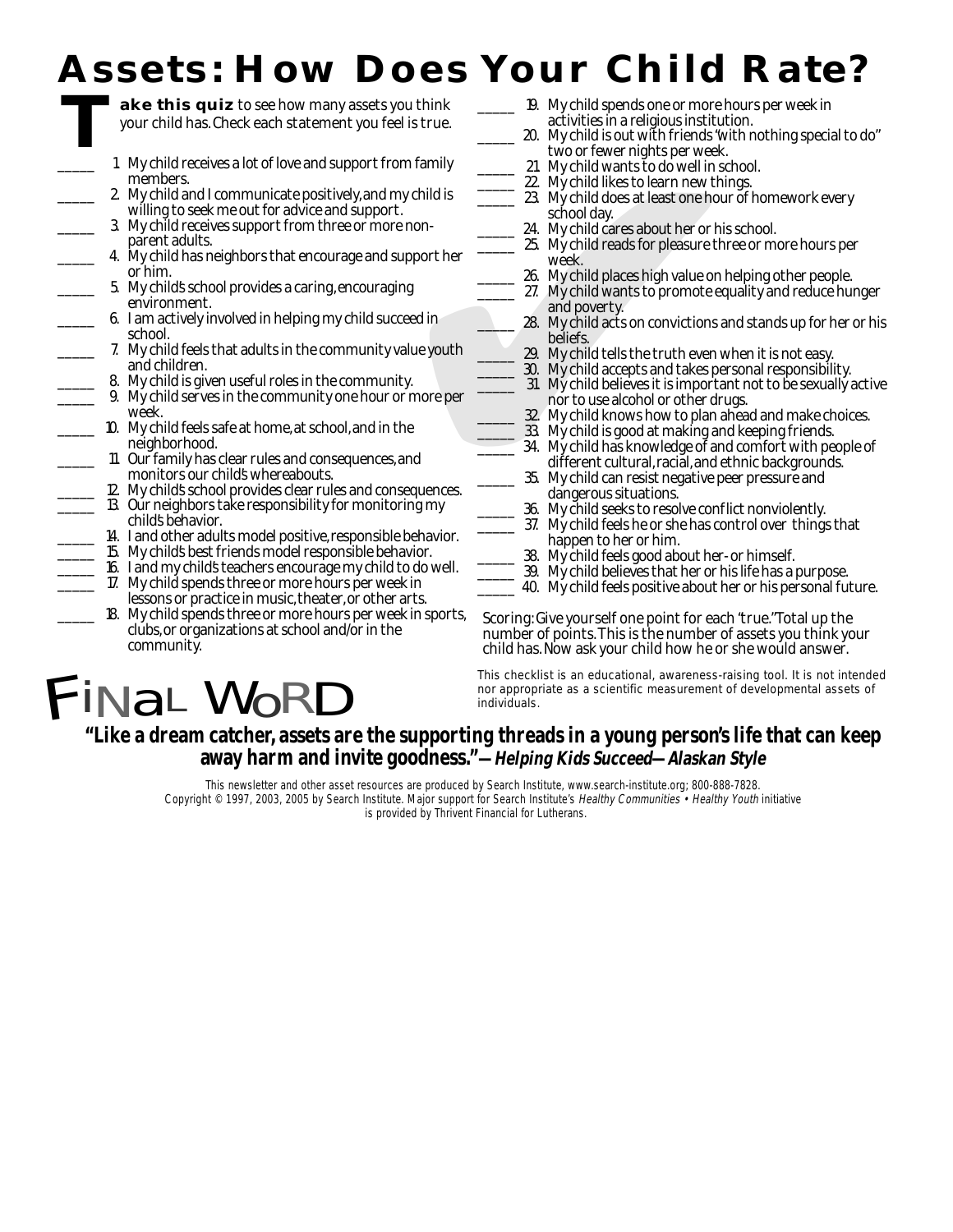# Assets: How Does Your Child Rate?

**Take this quiz** to see how many assets you think your child has. Check each statement you feel is true.

_____ 1. My child receives a lot of love and support from family members.
_____ 2. My child and I communicate positively, and my child is willing to seek me out for advice and support.
_____ 3. My child receives support from three or more non-parent adults.
_____ 4. My child has neighbors that encourage and support her or him.
_____ 5. My child's school provides a caring, encouraging environment.
_____ 6. I am actively involved in helping my child succeed in school.
_____ 7. My child feels that adults in the community value youth and children.
_____ 8. My child is given useful roles in the community.
_____ 9. My child serves in the community one hour or more per week.
_____ 10. My child feels safe at home, at school, and in the neighborhood.
_____ 11. Our family has clear rules and consequences, and monitors our child's whereabouts.
_____ 12. My child's school provides clear rules and consequences.
_____ 13. Our neighbors take responsibility for monitoring my child's behavior.
_____ 14. I and other adults model positive, responsible behavior.
_____ 15. My child's best friends model responsible behavior.
_____ 16. I and my child's teachers encourage my child to do well.
_____ 17. My child spends three or more hours per week in lessons or practice in music, theater, or other arts.
_____ 18. My child spends three or more hours per week in sports, clubs, or organizations at school and/or in the community.
_____ 19. My child spends one or more hours per week in activities in a religious institution.
_____ 20. My child is out with friends "with nothing special to do" two or fewer nights per week.
_____ 21. My child wants to do well in school.
_____ 22. My child likes to learn new things.
_____ 23. My child does at least one hour of homework every school day.
_____ 24. My child cares about her or his school.
_____ 25. My child reads for pleasure three or more hours per week.
_____ 26. My child places high value on helping other people.
_____ 27. My child wants to promote equality and reduce hunger and poverty.
_____ 28. My child acts on convictions and stands up for her or his beliefs.
_____ 29. My child tells the truth even when it is not easy.
_____ 30. My child accepts and takes personal responsibility.
_____ 31. My child believes it is important not to be sexually active nor to use alcohol or other drugs.
_____ 32. My child knows how to plan ahead and make choices.
_____ 33. My child is good at making and keeping friends.
_____ 34. My child has knowledge of and comfort with people of different cultural, racial, and ethnic backgrounds.
_____ 35. My child can resist negative peer pressure and dangerous situations.
_____ 36. My child seeks to resolve conflict nonviolently.
_____ 37. My child feels he or she has control over things that happen to her or him.
_____ 38. My child feels good about her- or himself.
_____ 39. My child believes that her or his life has a purpose.
_____ 40. My child feels positive about her or his personal future.

Scoring: Give yourself one point for each "true." Total up the number of points. This is the number of assets you think your child has. Now ask your child how he or she would answer.

This checklist is an educational, awareness-raising tool. It is not intended nor appropriate as a scientific measurement of developmental assets of individuals.

## Final Word

**"Like a dream catcher, assets are the supporting threads in a young person's life that can keep away harm and invite goodness."** ***—Helping Kids Succeed—Alaskan Style***

This newsletter and other asset resources are produced by Search Institute, www.search-institute.org; 800-888-7828.
Copyright © 1997, 2003, 2005 by Search Institute. Major support for Search Institute's *Healthy Communities • Healthy Youth* initiative is provided by Thrivent Financial for Lutherans.